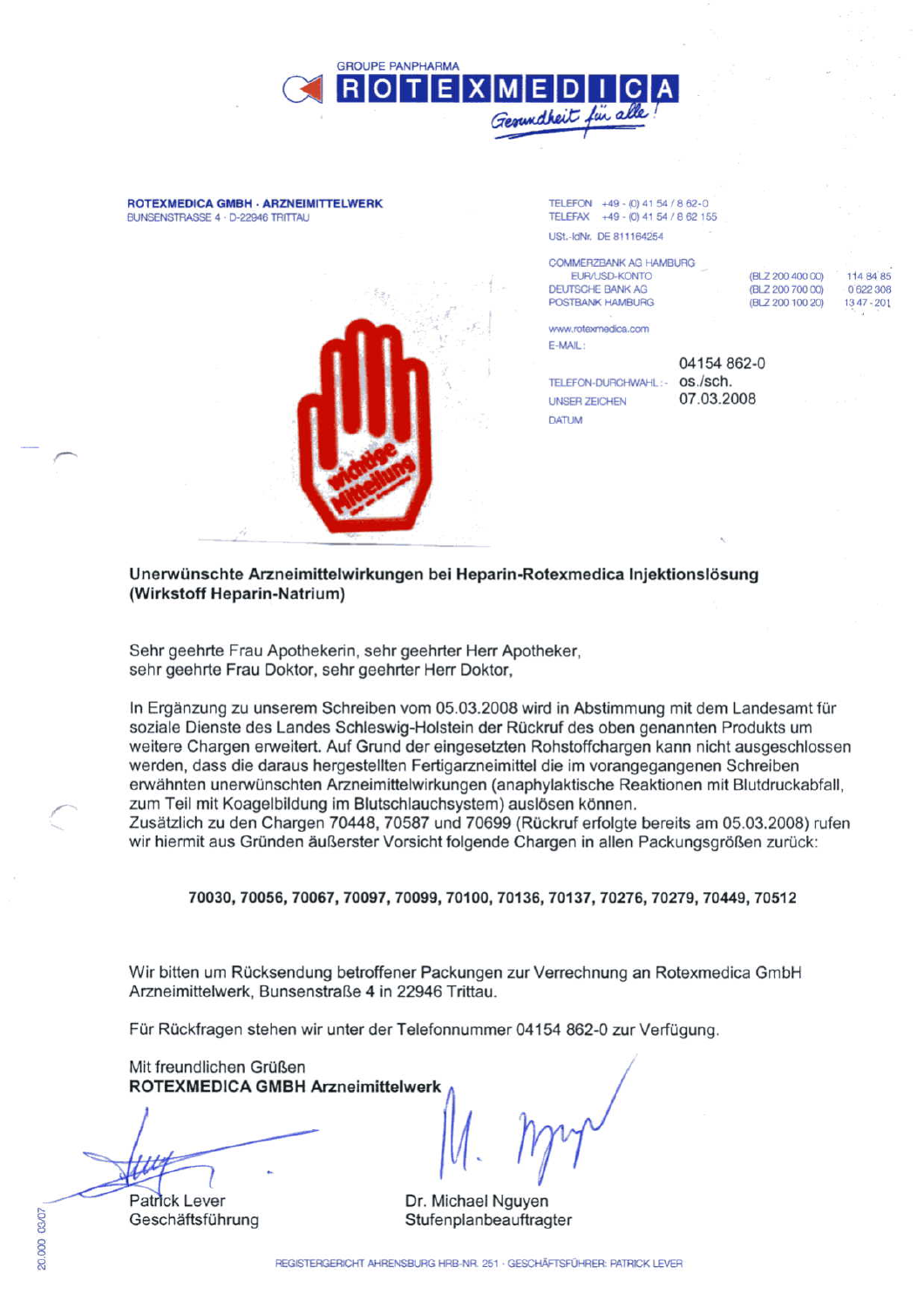GROUPE PANPHARMA

**ROTEXMEDICA**

*Gesundheit für alle!*

**ROTEXMEDICA GMBH · ARZNEIMITTELWERK**
BUNSENSTRASSE 4 · D-22946 TRITTAU

TELEFON +49 - (0) 41 54 / 8 62-0
TELEFAX +49 - (0) 41 54 / 8 62 155
USt.-IdNr. DE 811164254

COMMERZBANK AG HAMBURG EUR/USD-KONTO (BLZ 200 400 00) 114 84 85
DEUTSCHE BANK AG (BLZ 200 700 00) 0 622 308
POSTBANK HAMBURG (BLZ 200 100 20) 1347-201

www.rotexmedica.com
E-MAIL:

TELEFON-DURCHWAHL: 04154 862-0
UNSER ZEICHEN: os./sch.
DATUM: 07.03.2008

wichtige Mitteilung

**Unerwünschte Arzneimittelwirkungen bei Heparin-Rotexmedica Injektionslösung (Wirkstoff Heparin-Natrium)**

Sehr geehrte Frau Apothekerin, sehr geehrter Herr Apotheker,
sehr geehrte Frau Doktor, sehr geehrter Herr Doktor,

In Ergänzung zu unserem Schreiben vom 05.03.2008 wird in Abstimmung mit dem Landesamt für soziale Dienste des Landes Schleswig-Holstein der Rückruf des oben genannten Produkts um weitere Chargen erweitert. Auf Grund der eingesetzten Rohstoffchargen kann nicht ausgeschlossen werden, dass die daraus hergestellten Fertigarzneimittel die im vorangegangenen Schreiben erwähnten unerwünschten Arzneimittelwirkungen (anaphylaktische Reaktionen mit Blutdruckabfall, zum Teil mit Koagelbildung im Blutschlauchsystem) auslösen können.
Zusätzlich zu den Chargen 70448, 70587 und 70699 (Rückruf erfolgte bereits am 05.03.2008) rufen wir hiermit aus Gründen äußerster Vorsicht folgende Chargen in allen Packungsgrößen zurück:

**70030, 70056, 70067, 70097, 70099, 70100, 70136, 70137, 70276, 70279, 70449, 70512**

Wir bitten um Rücksendung betroffener Packungen zur Verrechnung an Rotexmedica GmbH Arzneimittelwerk, Bunsenstraße 4 in 22946 Trittau.

Für Rückfragen stehen wir unter der Telefonnummer 04154 862-0 zur Verfügung.

Mit freundlichen Grüßen
**ROTEXMEDICA GMBH Arzneimittelwerk**

Patrick Lever
Geschäftsführung

Dr. Michael Nguyen
Stufenplanbeauftragter

20.000 03/07

REGISTERGERICHT AHRENSBURG HRB-NR. 251 · GESCHÄFTSFÜHRER: PATRICK LEVER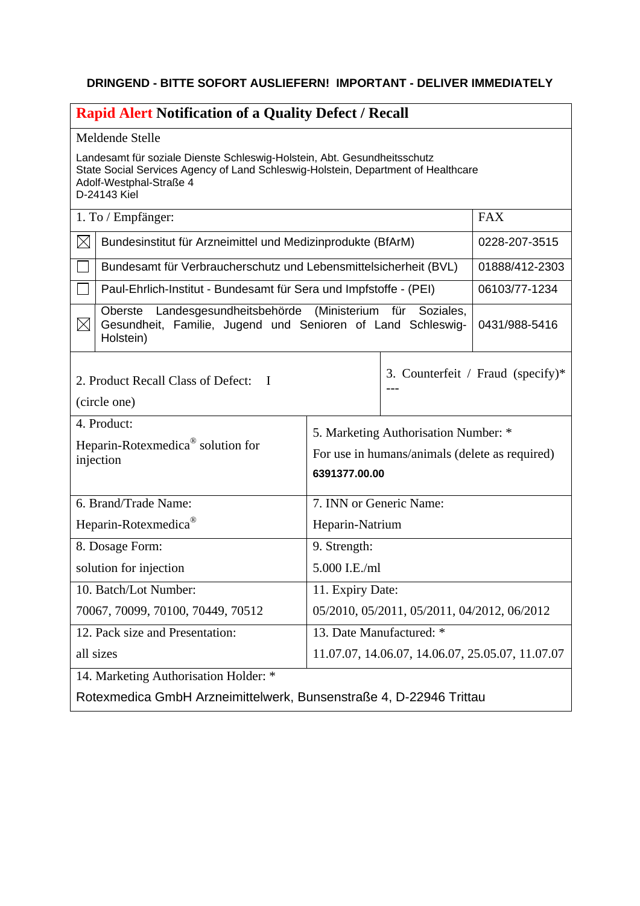**DRINGEND - BITTE SOFORT AUSLIEFERN! IMPORTANT - DELIVER IMMEDIATELY**

## Rapid Alert Notification of a Quality Defect / Recall

Meldende Stelle

Landesamt für soziale Dienste Schleswig-Holstein, Abt. Gesundheitsschutz
State Social Services Agency of Land Schleswig-Holstein, Department of Healthcare
Adolf-Westphal-Straße 4
D-24143 Kiel

| | 1. To / Empfänger: | FAX |
|---|---|---|
| ☒ | Bundesinstitut für Arzneimittel und Medizinprodukte (BfArM) | 0228-207-3515 |
| ☐ | Bundesamt für Verbraucherschutz und Lebensmittelsicherheit (BVL) | 01888/412-2303 |
| ☐ | Paul-Ehrlich-Institut - Bundesamt für Sera und Impfstoffe - (PEI) | 06103/77-1234 |
| ☒ | Oberste Landesgesundheitsbehörde (Ministerium für Soziales, Gesundheit, Familie, Jugend und Senioren of Land Schleswig-Holstein) | 0431/988-5416 |

| | |
|---|---|
| 2. Product Recall Class of Defect: I<br>(circle one) | 3. Counterfeit / Fraud (specify)*<br>--- |
| 4. Product:<br>Heparin-Rotexmedica® solution for injection | 5. Marketing Authorisation Number: *<br>For use in humans/animals (delete as required)<br>**6391377.00.00** |
| 6. Brand/Trade Name:<br>Heparin-Rotexmedica® | 7. INN or Generic Name:<br>Heparin-Natrium |
| 8. Dosage Form:<br>solution for injection | 9. Strength:<br>5.000 I.E./ml |
| 10. Batch/Lot Number:<br>70067, 70099, 70100, 70449, 70512 | 11. Expiry Date:<br>05/2010, 05/2011, 05/2011, 04/2012, 06/2012 |
| 12. Pack size and Presentation:<br>all sizes | 13. Date Manufactured: *<br>11.07.07, 14.06.07, 14.06.07, 25.05.07, 11.07.07 |
| 14. Marketing Authorisation Holder: *<br>Rotexmedica GmbH Arzneimittelwerk, Bunsenstraße 4, D-22946 Trittau | |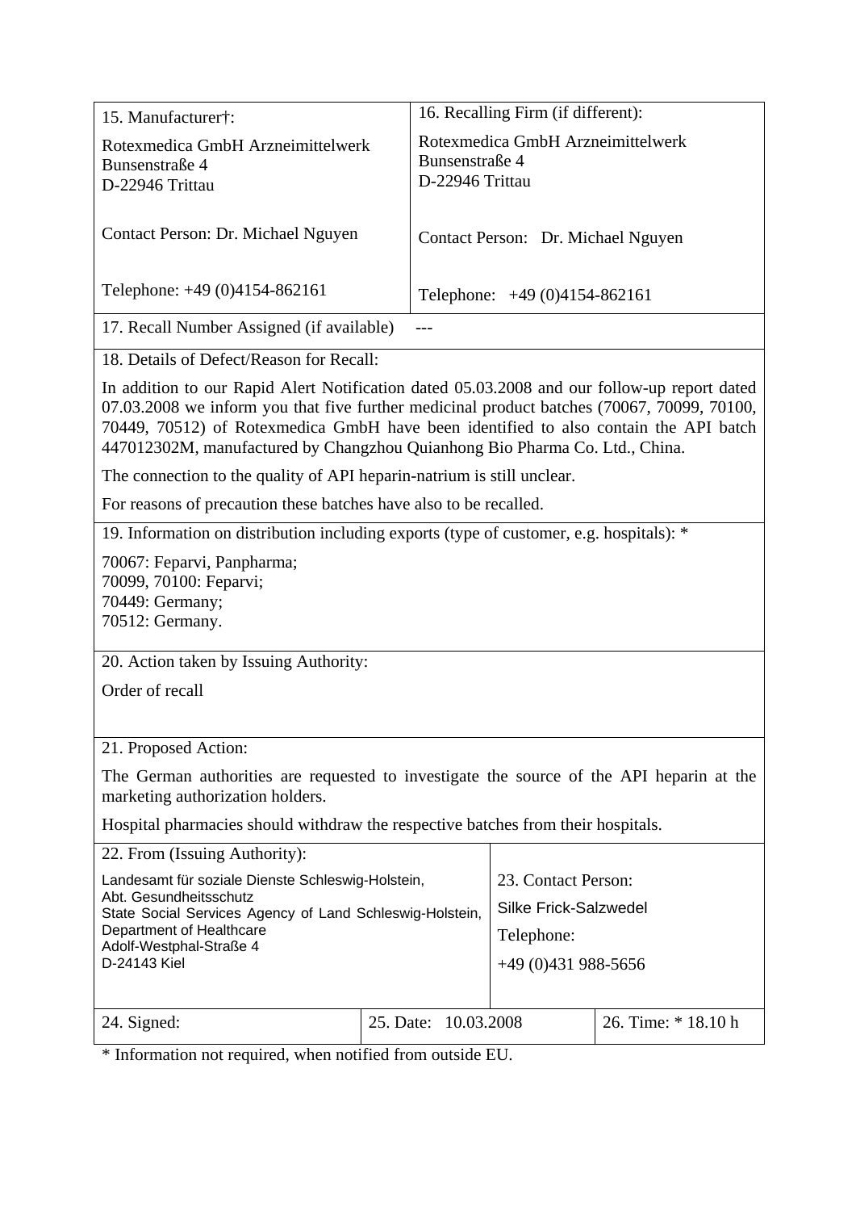| 15. Manufacturer†: | 16. Recalling Firm (if different): |
|---|---|
| Rotexmedica GmbH Arzneimittelwerk<br>Bunsenstraße 4<br>D-22946 Trittau<br><br>Contact Person: Dr. Michael Nguyen<br><br>Telephone: +49 (0)4154-862161 | Rotexmedica GmbH Arzneimittelwerk<br>Bunsenstraße 4<br>D-22946 Trittau<br><br>Contact Person: Dr. Michael Nguyen<br><br>Telephone: +49 (0)4154-862161 |

17. Recall Number Assigned (if available) ---

18. Details of Defect/Reason for Recall:

In addition to our Rapid Alert Notification dated 05.03.2008 and our follow-up report dated 07.03.2008 we inform you that five further medicinal product batches (70067, 70099, 70100, 70449, 70512) of Rotexmedica GmbH have been identified to also contain the API batch 447012302M, manufactured by Changzhou Quianhong Bio Pharma Co. Ltd., China.

The connection to the quality of API heparin-natrium is still unclear.

For reasons of precaution these batches have also to be recalled.

19. Information on distribution including exports (type of customer, e.g. hospitals): *

70067: Feparvi, Panpharma;
70099, 70100: Feparvi;
70449: Germany;
70512: Germany.

20. Action taken by Issuing Authority:

Order of recall

21. Proposed Action:

The German authorities are requested to investigate the source of the API heparin at the marketing authorization holders.

Hospital pharmacies should withdraw the respective batches from their hospitals.

| 22. From (Issuing Authority): | 23. Contact Person: |
|---|---|
| Landesamt für soziale Dienste Schleswig-Holstein,<br>Abt. Gesundheitsschutz<br>State Social Services Agency of Land Schleswig-Holstein,<br>Department of Healthcare<br>Adolf-Westphal-Straße 4<br>D-24143 Kiel | Silke Frick-Salzwedel<br>Telephone:<br>+49 (0)431 988-5656 |

| 24. Signed: | 25. Date: 10.03.2008 | 26. Time: * 18.10 h |
|---|---|---|

* Information not required, when notified from outside EU.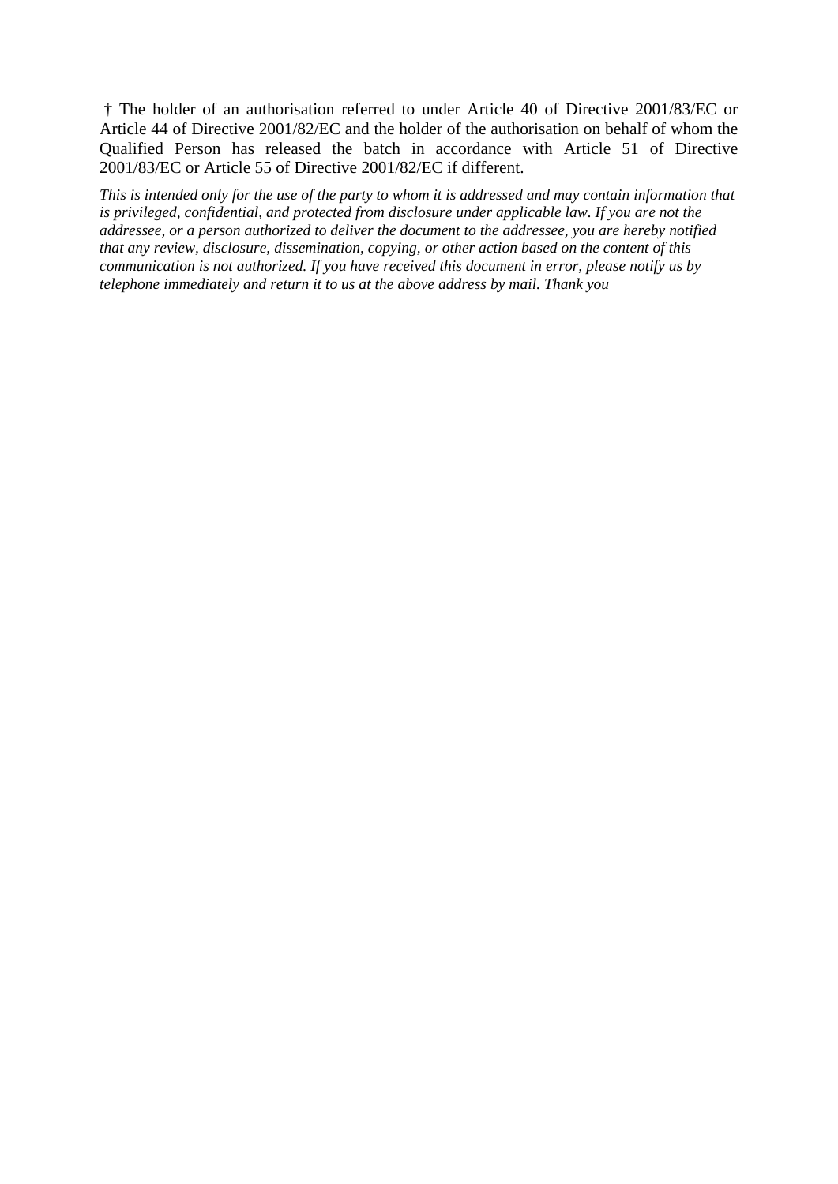† The holder of an authorisation referred to under Article 40 of Directive 2001/83/EC or Article 44 of Directive 2001/82/EC and the holder of the authorisation on behalf of whom the Qualified Person has released the batch in accordance with Article 51 of Directive 2001/83/EC or Article 55 of Directive 2001/82/EC if different.

*This is intended only for the use of the party to whom it is addressed and may contain information that is privileged, confidential, and protected from disclosure under applicable law. If you are not the addressee, or a person authorized to deliver the document to the addressee, you are hereby notified that any review, disclosure, dissemination, copying, or other action based on the content of this communication is not authorized. If you have received this document in error, please notify us by telephone immediately and return it to us at the above address by mail. Thank you*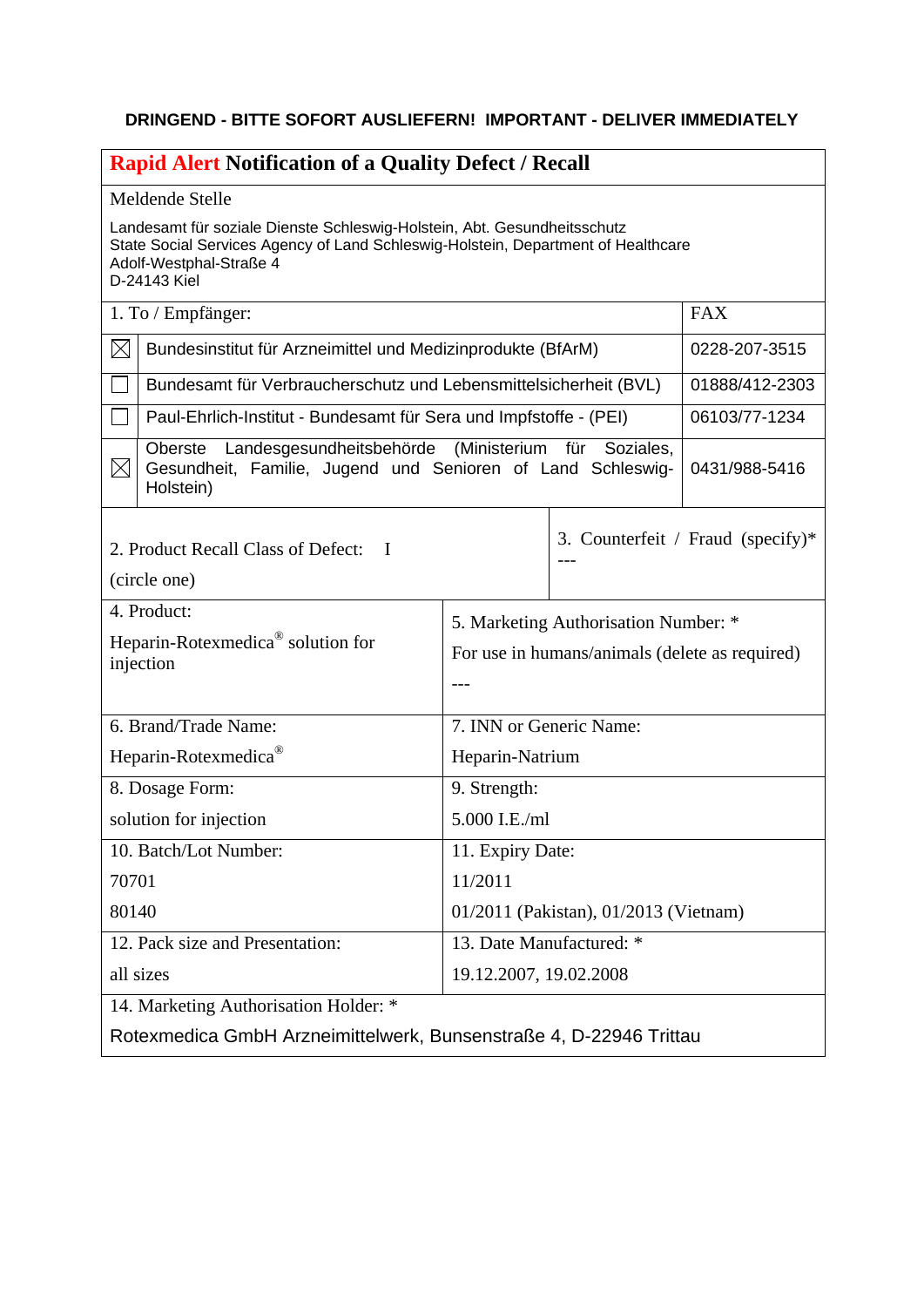**DRINGEND - BITTE SOFORT AUSLIEFERN! IMPORTANT - DELIVER IMMEDIATELY**

## Rapid Alert Notification of a Quality Defect / Recall

Meldende Stelle

Landesamt für soziale Dienste Schleswig-Holstein, Abt. Gesundheitsschutz
State Social Services Agency of Land Schleswig-Holstein, Department of Healthcare
Adolf-Westphal-Straße 4
D-24143 Kiel

| | 1. To / Empfänger: | FAX |
|---|---|---|
| ☒ | Bundesinstitut für Arzneimittel und Medizinprodukte (BfArM) | 0228-207-3515 |
| ☐ | Bundesamt für Verbraucherschutz und Lebensmittelsicherheit (BVL) | 01888/412-2303 |
| ☐ | Paul-Ehrlich-Institut - Bundesamt für Sera und Impfstoffe - (PEI) | 06103/77-1234 |
| ☒ | Oberste Landesgesundheitsbehörde (Ministerium für Soziales, Gesundheit, Familie, Jugend und Senioren of Land Schleswig-Holstein) | 0431/988-5416 |

| 2. Product Recall Class of Defect: I (circle one) | 3. Counterfeit / Fraud (specify)* --- |
|---|---|
| 4. Product: Heparin-Rotexmedica® solution for injection | 5. Marketing Authorisation Number: * For use in humans/animals (delete as required) --- |
| 6. Brand/Trade Name: Heparin-Rotexmedica® | 7. INN or Generic Name: Heparin-Natrium |
| 8. Dosage Form: solution for injection | 9. Strength: 5.000 I.E./ml |
| 10. Batch/Lot Number: 70701 80140 | 11. Expiry Date: 11/2011 01/2011 (Pakistan), 01/2013 (Vietnam) |
| 12. Pack size and Presentation: all sizes | 13. Date Manufactured: * 19.12.2007, 19.02.2008 |
| 14. Marketing Authorisation Holder: * Rotexmedica GmbH Arzneimittelwerk, Bunsenstraße 4, D-22946 Trittau | |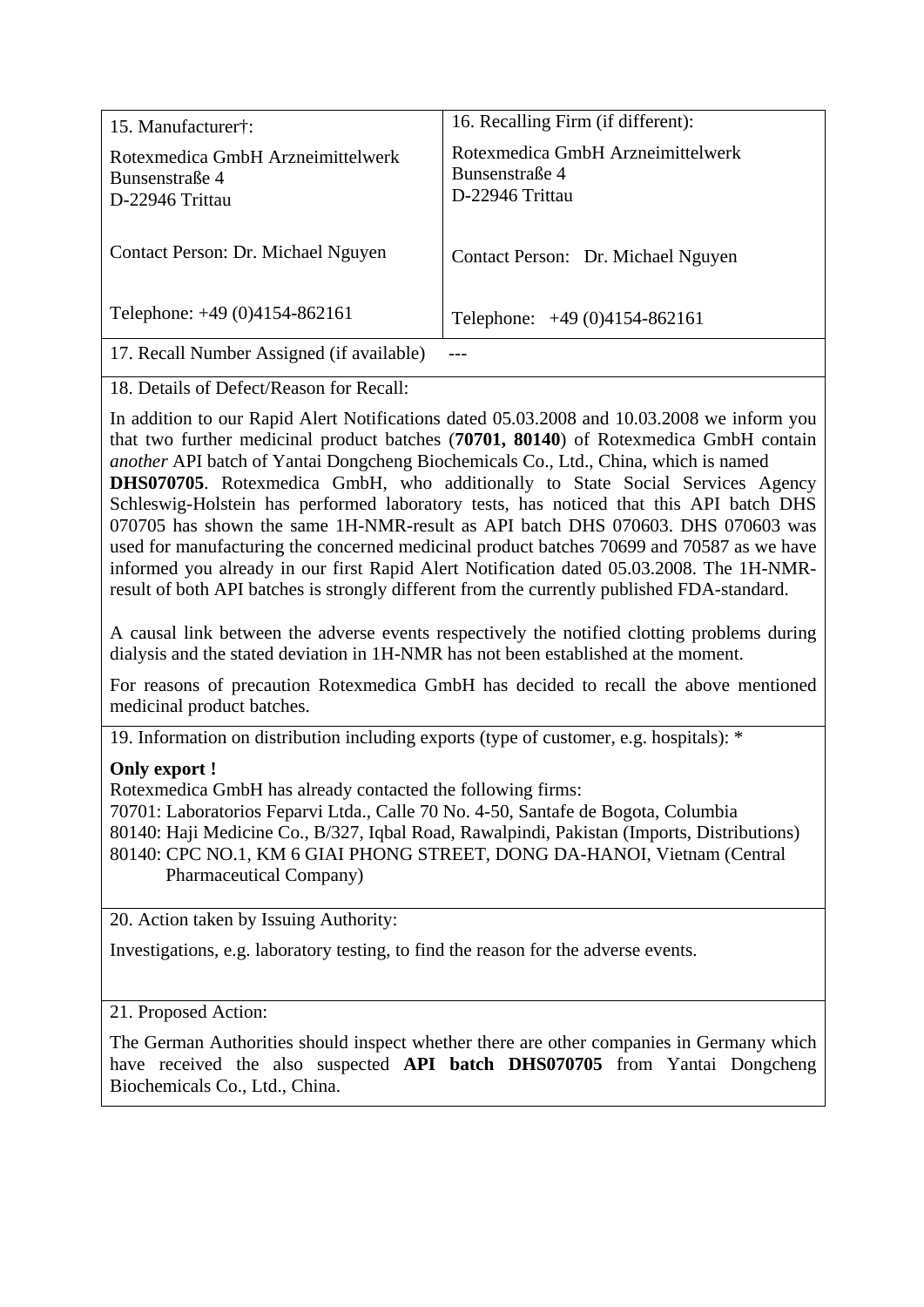| 15. Manufacturer†: | 16. Recalling Firm (if different): |
|---|---|
| Rotexmedica GmbH Arzneimittelwerk<br>Bunsenstraße 4<br>D-22946 Trittau<br><br>Contact Person: Dr. Michael Nguyen<br><br>Telephone: +49 (0)4154-862161 | Rotexmedica GmbH Arzneimittelwerk<br>Bunsenstraße 4<br>D-22946 Trittau<br><br>Contact Person: Dr. Michael Nguyen<br><br>Telephone: +49 (0)4154-862161 |

17. Recall Number Assigned (if available) ---

18. Details of Defect/Reason for Recall:

In addition to our Rapid Alert Notifications dated 05.03.2008 and 10.03.2008 we inform you that two further medicinal product batches (**70701, 80140**) of Rotexmedica GmbH contain *another* API batch of Yantai Dongcheng Biochemicals Co., Ltd., China, which is named **DHS070705**. Rotexmedica GmbH, who additionally to State Social Services Agency Schleswig-Holstein has performed laboratory tests, has noticed that this API batch DHS 070705 has shown the same 1H-NMR-result as API batch DHS 070603. DHS 070603 was used for manufacturing the concerned medicinal product batches 70699 and 70587 as we have informed you already in our first Rapid Alert Notification dated 05.03.2008. The 1H-NMR-result of both API batches is strongly different from the currently published FDA-standard.

A causal link between the adverse events respectively the notified clotting problems during dialysis and the stated deviation in 1H-NMR has not been established at the moment.

For reasons of precaution Rotexmedica GmbH has decided to recall the above mentioned medicinal product batches.

19. Information on distribution including exports (type of customer, e.g. hospitals): *

**Only export !**
Rotexmedica GmbH has already contacted the following firms:
70701: Laboratorios Feparvi Ltda., Calle 70 No. 4-50, Santafe de Bogota, Columbia
80140: Haji Medicine Co., B/327, Iqbal Road, Rawalpindi, Pakistan (Imports, Distributions)
80140: CPC NO.1, KM 6 GIAI PHONG STREET, DONG DA-HANOI, Vietnam (Central Pharmaceutical Company)

20. Action taken by Issuing Authority:

Investigations, e.g. laboratory testing, to find the reason for the adverse events.

21. Proposed Action:

The German Authorities should inspect whether there are other companies in Germany which have received the also suspected **API batch DHS070705** from Yantai Dongcheng Biochemicals Co., Ltd., China.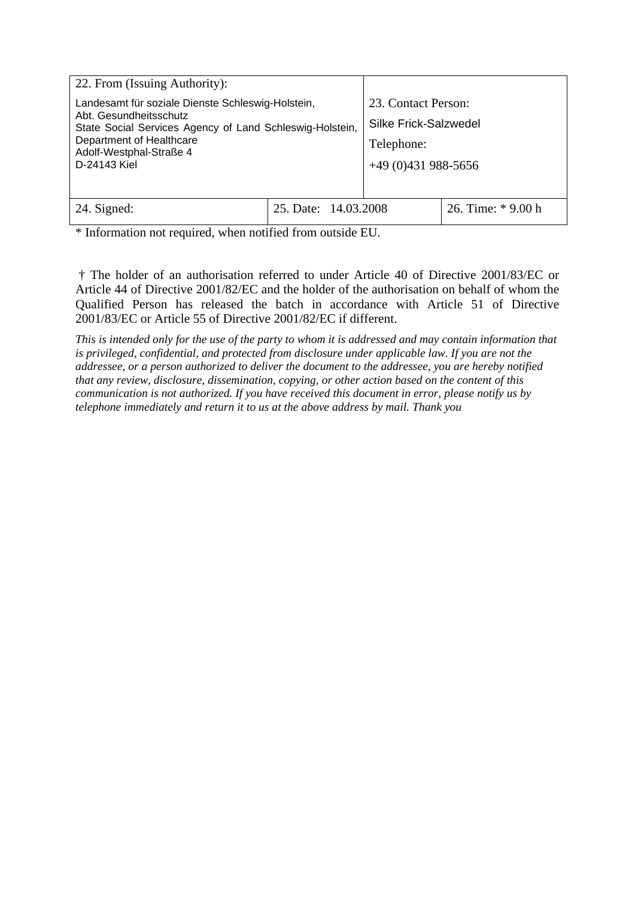| | | | |
|---|---|---|---|
| 22. From (Issuing Authority):<br>Landesamt für soziale Dienste Schleswig-Holstein,<br>Abt. Gesundheitsschutz<br>State Social Services Agency of Land Schleswig-Holstein,<br>Department of Healthcare<br>Adolf-Westphal-Straße 4<br>D-24143 Kiel | | 23. Contact Person:<br>Silke Frick-Salzwedel<br>Telephone:<br>+49 (0)431 988-5656 | |
| 24. Signed: | 25. Date: 14.03.2008 | | 26. Time: * 9.00 h |

* Information not required, when notified from outside EU.

† The holder of an authorisation referred to under Article 40 of Directive 2001/83/EC or Article 44 of Directive 2001/82/EC and the holder of the authorisation on behalf of whom the Qualified Person has released the batch in accordance with Article 51 of Directive 2001/83/EC or Article 55 of Directive 2001/82/EC if different.

*This is intended only for the use of the party to whom it is addressed and may contain information that is privileged, confidential, and protected from disclosure under applicable law. If you are not the addressee, or a person authorized to deliver the document to the addressee, you are hereby notified that any review, disclosure, dissemination, copying, or other action based on the content of this communication is not authorized. If you have received this document in error, please notify us by telephone immediately and return it to us at the above address by mail. Thank you*